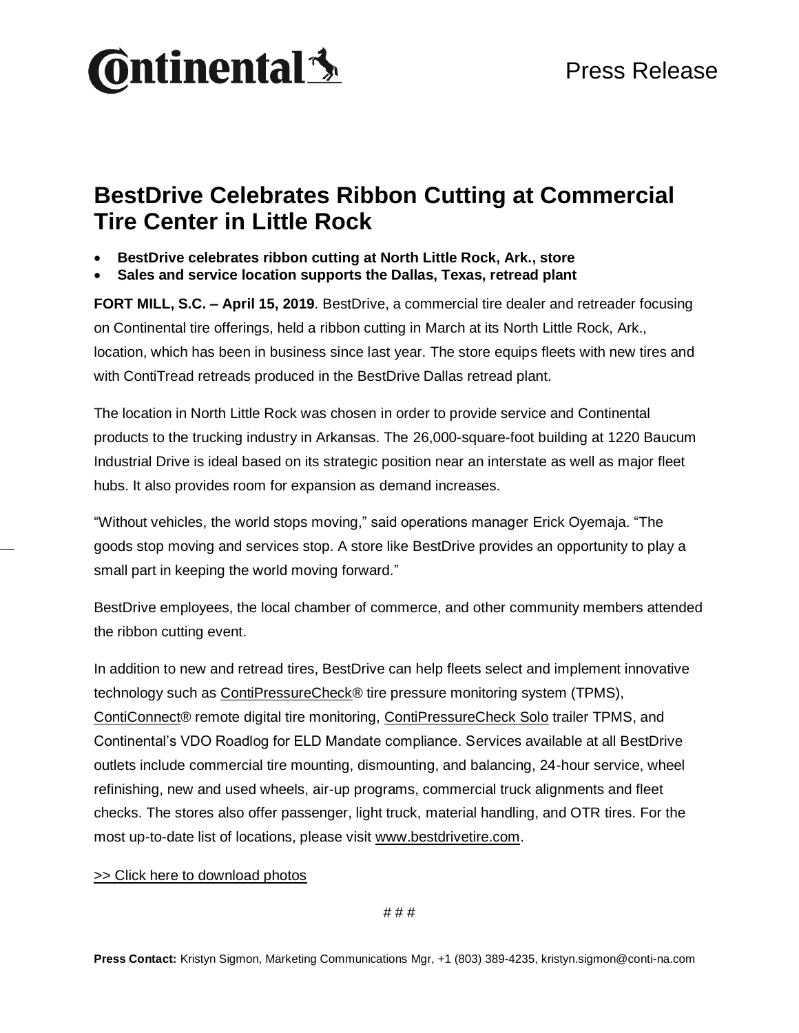Continental

Press Release

# BestDrive Celebrates Ribbon Cutting at Commercial Tire Center in Little Rock

- **BestDrive celebrates ribbon cutting at North Little Rock, Ark., store**
- **Sales and service location supports the Dallas, Texas, retread plant**

**FORT MILL, S.C. – April 15, 2019**. BestDrive, a commercial tire dealer and retreader focusing on Continental tire offerings, held a ribbon cutting in March at its North Little Rock, Ark., location, which has been in business since last year. The store equips fleets with new tires and with ContiTread retreads produced in the BestDrive Dallas retread plant.

The location in North Little Rock was chosen in order to provide service and Continental products to the trucking industry in Arkansas. The 26,000-square-foot building at 1220 Baucum Industrial Drive is ideal based on its strategic position near an interstate as well as major fleet hubs. It also provides room for expansion as demand increases.

"Without vehicles, the world stops moving," said operations manager Erick Oyemaja. "The goods stop moving and services stop. A store like BestDrive provides an opportunity to play a small part in keeping the world moving forward."

BestDrive employees, the local chamber of commerce, and other community members attended the ribbon cutting event.

In addition to new and retread tires, BestDrive can help fleets select and implement innovative technology such as ContiPressureCheck® tire pressure monitoring system (TPMS), ContiConnect® remote digital tire monitoring, ContiPressureCheck Solo trailer TPMS, and Continental's VDO Roadlog for ELD Mandate compliance. Services available at all BestDrive outlets include commercial tire mounting, dismounting, and balancing, 24-hour service, wheel refinishing, new and used wheels, air-up programs, commercial truck alignments and fleet checks. The stores also offer passenger, light truck, material handling, and OTR tires. For the most up-to-date list of locations, please visit www.bestdrivetire.com.

>> Click here to download photos

# # #

**Press Contact:** Kristyn Sigmon, Marketing Communications Mgr, +1 (803) 389-4235, kristyn.sigmon@conti-na.com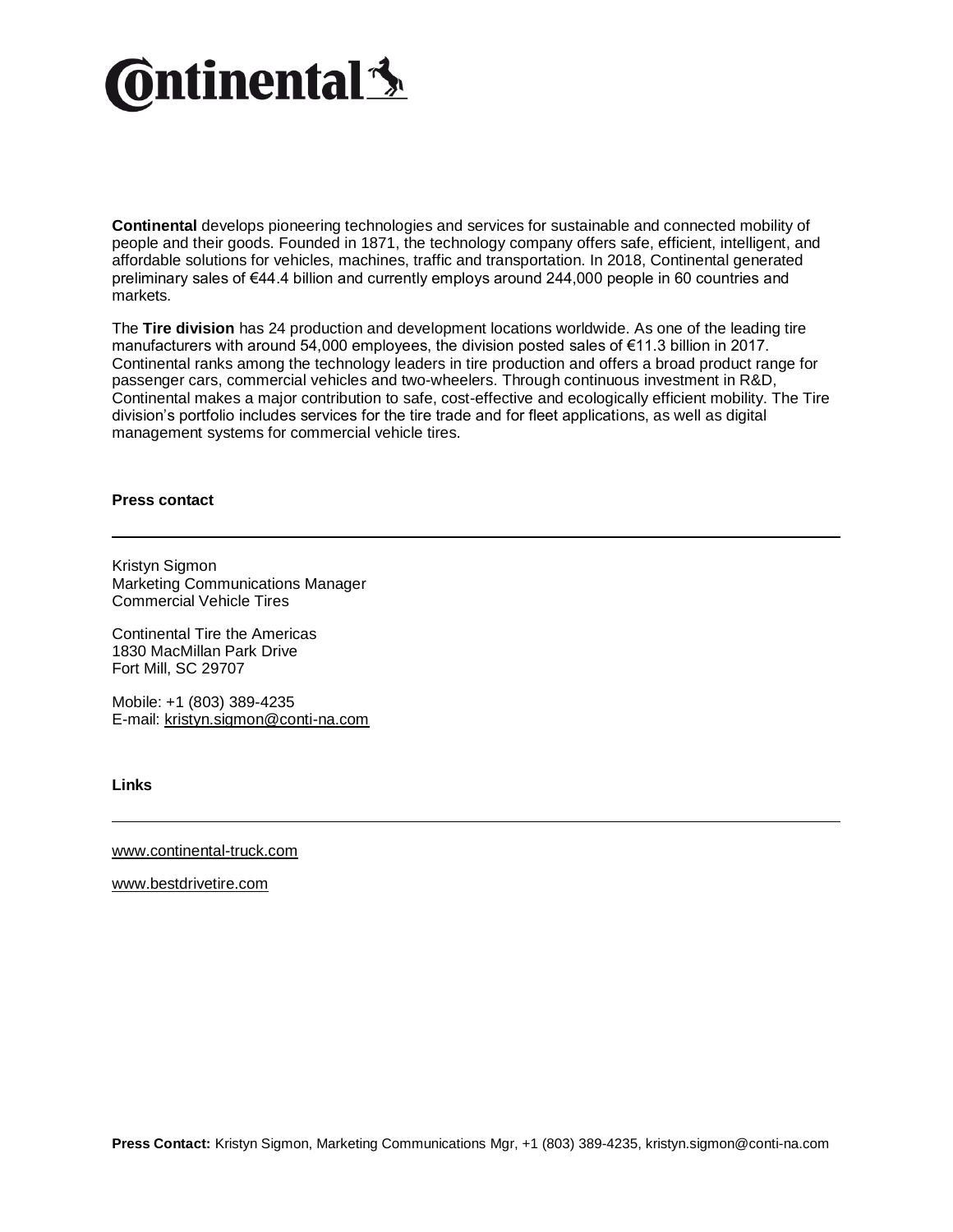**Continental** develops pioneering technologies and services for sustainable and connected mobility of people and their goods. Founded in 1871, the technology company offers safe, efficient, intelligent, and affordable solutions for vehicles, machines, traffic and transportation. In 2018, Continental generated preliminary sales of €44.4 billion and currently employs around 244,000 people in 60 countries and markets.

The **Tire division** has 24 production and development locations worldwide. As one of the leading tire manufacturers with around 54,000 employees, the division posted sales of €11.3 billion in 2017. Continental ranks among the technology leaders in tire production and offers a broad product range for passenger cars, commercial vehicles and two-wheelers. Through continuous investment in R&D, Continental makes a major contribution to safe, cost-effective and ecologically efficient mobility. The Tire division's portfolio includes services for the tire trade and for fleet applications, as well as digital management systems for commercial vehicle tires.

**Press contact**

---

Kristyn Sigmon
Marketing Communications Manager
Commercial Vehicle Tires

Continental Tire the Americas
1830 MacMillan Park Drive
Fort Mill, SC 29707

Mobile: +1 (803) 389-4235
E-mail: kristyn.sigmon@conti-na.com

**Links**

---

www.continental-truck.com

www.bestdrivetire.com